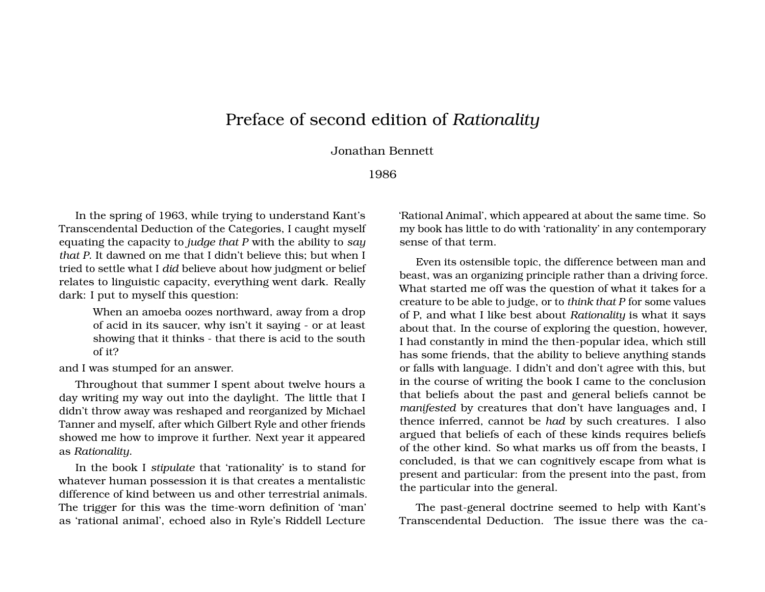# Preface of second edition of *Rationality*

Jonathan Bennett

1986

In the spring of 1963, while trying to understand Kant's Transcendental Deduction of the Categories, I caught myself equating the capacity to *judge that P* with the ability to *say that P*. It dawned on me that I didn't believe this; but when I tried to settle what I *did* believe about how judgment or belief relates to linguistic capacity, everything went dark. Really dark: I put to myself this question:

> When an amoeba oozes northward, away from a drop of acid in its saucer, why isn't it saying - or at least showing that it thinks - that there is acid to the south of it?

and I was stumped for an answer.

Throughout that summer I spent about twelve hours a day writing my way out into the daylight. The little that I didn't throw away was reshaped and reorganized by Michael Tanner and myself, after which Gilbert Ryle and other friends showed me how to improve it further. Next year it appeared as *Rationality*.

In the book I *stipulate* that 'rationality' is to stand for whatever human possession it is that creates a mentalistic difference of kind between us and other terrestrial animals. The trigger for this was the time-worn definition of 'man' as 'rational animal', echoed also in Ryle's Riddell Lecture 'Rational Animal', which appeared at about the same time. So my book has little to do with 'rationality' in any contemporary sense of that term.

Even its ostensible topic, the difference between man and beast, was an organizing principle rather than a driving force. What started me off was the question of what it takes for a creature to be able to judge, or to *think that P* for some values of P, and what I like best about *Rationality* is what it says about that. In the course of exploring the question, however, I had constantly in mind the then-popular idea, which still has some friends, that the ability to believe anything stands or falls with language. I didn't and don't agree with this, but in the course of writing the book I came to the conclusion that beliefs about the past and general beliefs cannot be *manifested* by creatures that don't have languages and, I thence inferred, cannot be *had* by such creatures. I also argued that beliefs of each of these kinds requires beliefs of the other kind. So what marks us off from the beasts, I concluded, is that we can cognitively escape from what is present and particular: from the present into the past, from the particular into the general.

The past-general doctrine seemed to help with Kant's Transcendental Deduction. The issue there was the ca-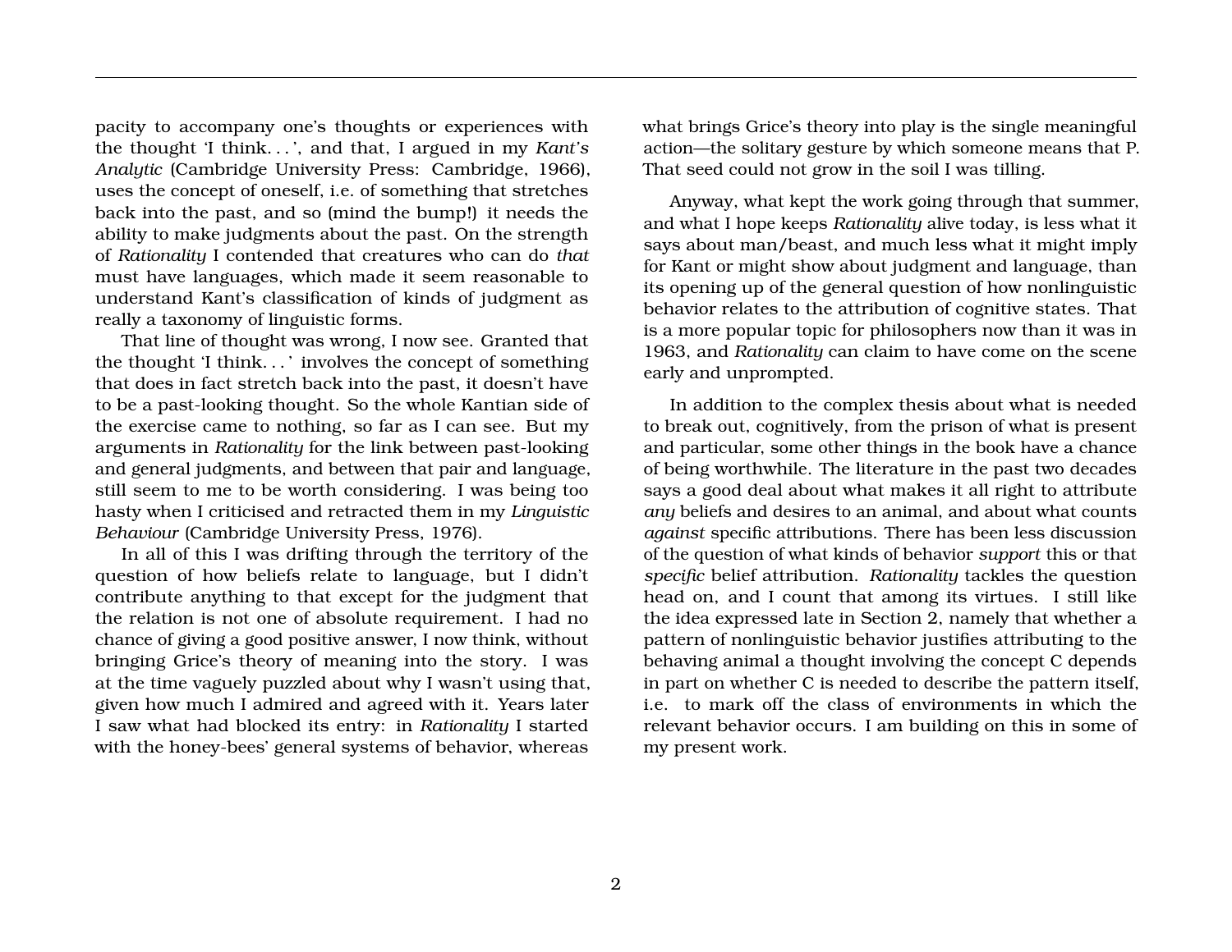pacity to accompany one's thoughts or experiences with the thought 'I think. . . ', and that, I argued in my *Kant's Analytic* (Cambridge University Press: Cambridge, 1966), uses the concept of oneself, i.e. of something that stretches back into the past, and so (mind the bump!) it needs the ability to make judgments about the past. On the strength of *Rationality* I contended that creatures who can do *that* must have languages, which made it seem reasonable to understand Kant's classification of kinds of judgment as really a taxonomy of linguistic forms.

That line of thought was wrong, I now see. Granted that the thought 'I think. . . ' involves the concept of something that does in fact stretch back into the past, it doesn't have to be a past-looking thought. So the whole Kantian side of the exercise came to nothing, so far as I can see. But my arguments in *Rationality* for the link between past-looking and general judgments, and between that pair and language, still seem to me to be worth considering. I was being too hasty when I criticised and retracted them in my *Linguistic Behaviour* (Cambridge University Press, 1976).

In all of this I was drifting through the territory of the question of how beliefs relate to language, but I didn't contribute anything to that except for the judgment that the relation is not one of absolute requirement. I had no chance of giving a good positive answer, I now think, without bringing Grice's theory of meaning into the story. I was at the time vaguely puzzled about why I wasn't using that, given how much I admired and agreed with it. Years later I saw what had blocked its entry: in *Rationality* I started with the honey-bees' general systems of behavior, whereas what brings Grice's theory into play is the single meaningful action—the solitary gesture by which someone means that P. That seed could not grow in the soil I was tilling.

Anyway, what kept the work going through that summer, and what I hope keeps *Rationality* alive today, is less what it says about man/beast, and much less what it might imply for Kant or might show about judgment and language, than its opening up of the general question of how nonlinguistic behavior relates to the attribution of cognitive states. That is a more popular topic for philosophers now than it was in 1963, and *Rationality* can claim to have come on the scene early and unprompted.

In addition to the complex thesis about what is needed to break out, cognitively, from the prison of what is present and particular, some other things in the book have a chance of being worthwhile. The literature in the past two decades says a good deal about what makes it all right to attribute *any* beliefs and desires to an animal, and about what counts *against* specific attributions. There has been less discussion of the question of what kinds of behavior *support* this or that *specific* belief attribution. *Rationality* tackles the question head on, and I count that among its virtues. I still like the idea expressed late in Section 2, namely that whether a pattern of nonlinguistic behavior justifies attributing to the behaving animal a thought involving the concept C depends in part on whether C is needed to describe the pattern itself, i.e. to mark off the class of environments in which the relevant behavior occurs. I am building on this in some of my present work.